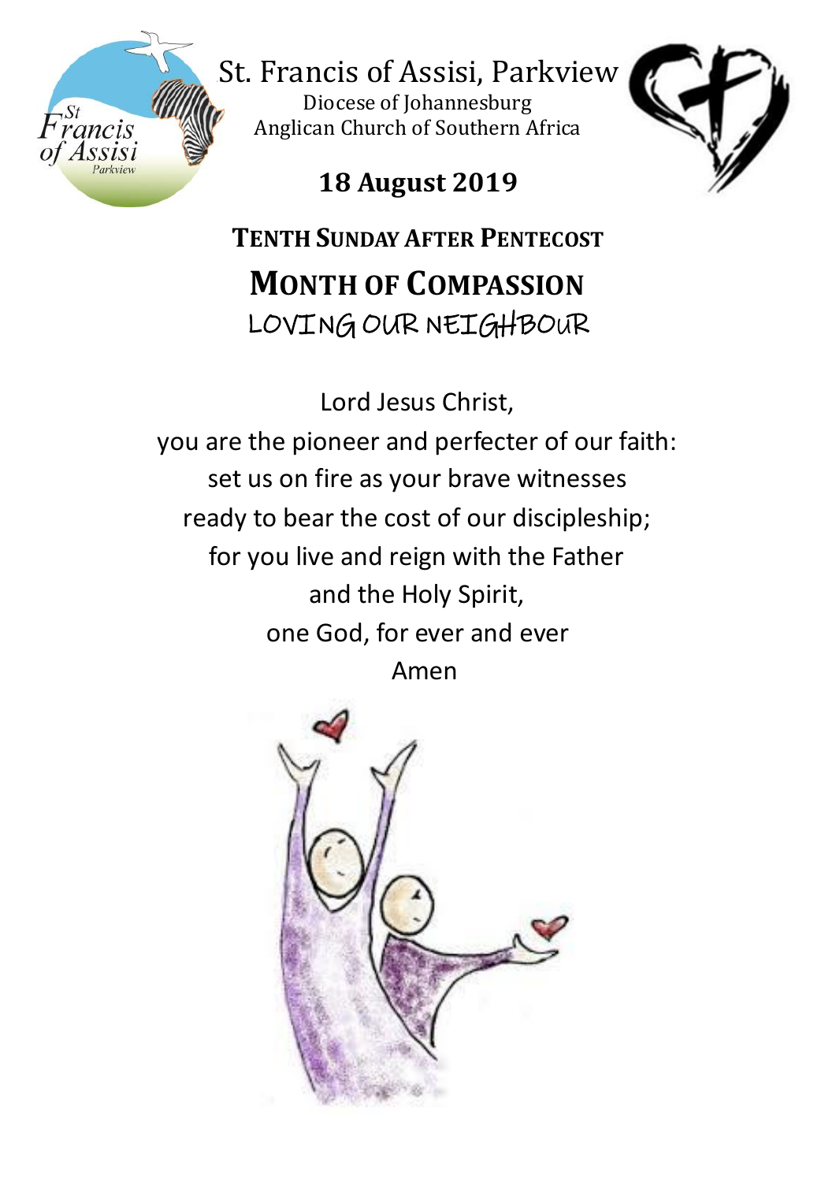# St. Francis of Assisi, Parkview

Diocese of Johannesburg
Anglican Church of Southern Africa

**18 August 2019**

## TENTH SUNDAY AFTER PENTECOST

## MONTH OF COMPASSION

LOVING OUR NEIGHBOUR

Lord Jesus Christ,
you are the pioneer and perfecter of our faith:
set us on fire as your brave witnesses
ready to bear the cost of our discipleship;
for you live and reign with the Father
and the Holy Spirit,
one God, for ever and ever
Amen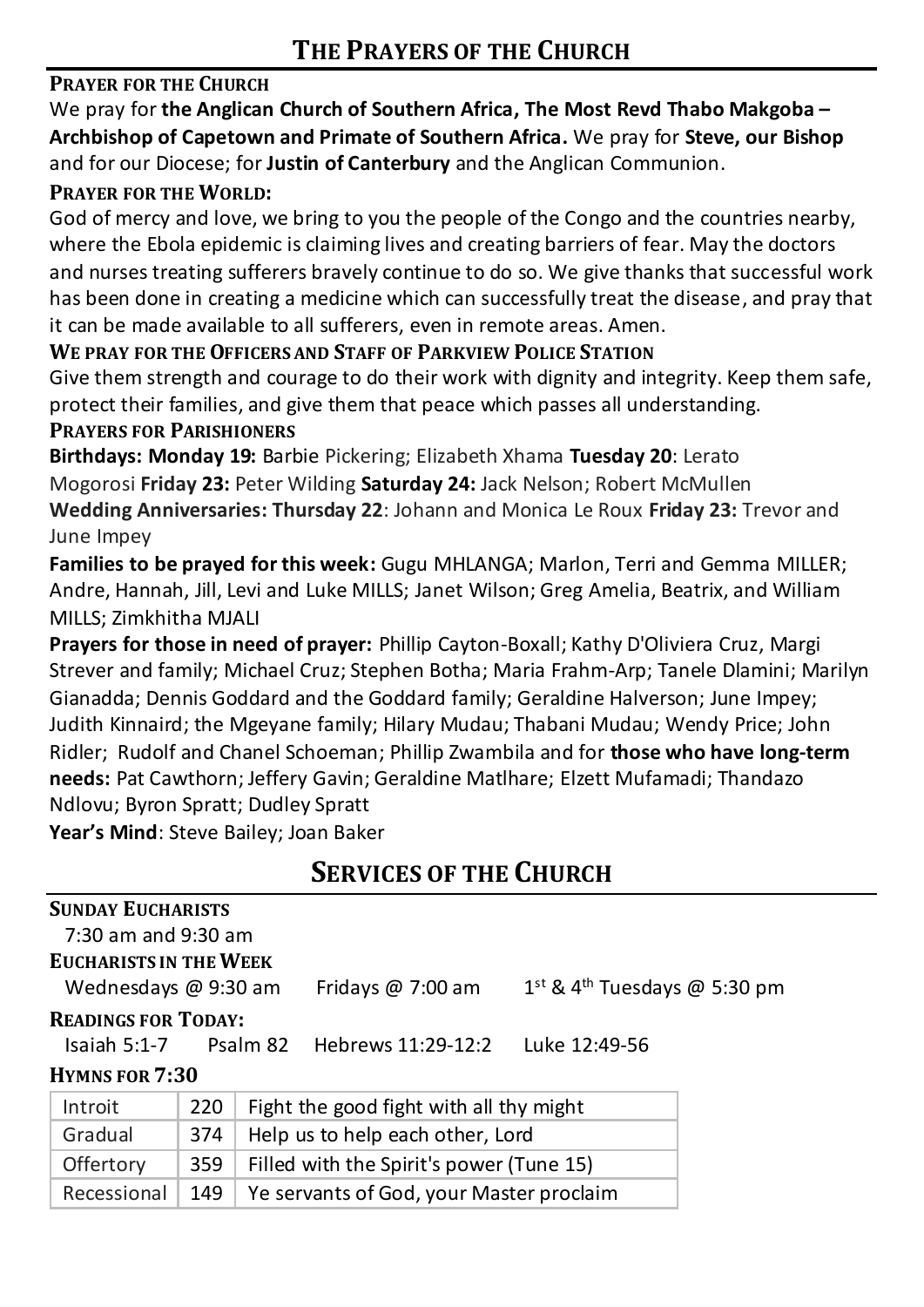# THE PRAYERS OF THE CHURCH

### PRAYER FOR THE CHURCH

We pray for **the Anglican Church of Southern Africa, The Most Revd Thabo Makgoba – Archbishop of Capetown and Primate of Southern Africa.** We pray for **Steve, our Bishop** and for our Diocese; for **Justin of Canterbury** and the Anglican Communion.

### PRAYER FOR THE WORLD:

God of mercy and love, we bring to you the people of the Congo and the countries nearby, where the Ebola epidemic is claiming lives and creating barriers of fear. May the doctors and nurses treating sufferers bravely continue to do so. We give thanks that successful work has been done in creating a medicine which can successfully treat the disease, and pray that it can be made available to all sufferers, even in remote areas. Amen.

### WE PRAY FOR THE OFFICERS AND STAFF OF PARKVIEW POLICE STATION

Give them strength and courage to do their work with dignity and integrity. Keep them safe, protect their families, and give them that peace which passes all understanding.

### PRAYERS FOR PARISHIONERS

**Birthdays: Monday 19:** Barbie Pickering; Elizabeth Xhama **Tuesday 20**: Lerato Mogorosi **Friday 23:** Peter Wilding **Saturday 24:** Jack Nelson; Robert McMullen

**Wedding Anniversaries: Thursday 22**: Johann and Monica Le Roux **Friday 23:** Trevor and June Impey

**Families to be prayed for this week:** Gugu MHLANGA; Marlon, Terri and Gemma MILLER; Andre, Hannah, Jill, Levi and Luke MILLS; Janet Wilson; Greg Amelia, Beatrix, and William MILLS; Zimkhitha MJALI

**Prayers for those in need of prayer:** Phillip Cayton-Boxall; Kathy D'Oliviera Cruz, Margi Strever and family; Michael Cruz; Stephen Botha; Maria Frahm-Arp; Tanele Dlamini; Marilyn Gianadda; Dennis Goddard and the Goddard family; Geraldine Halverson; June Impey; Judith Kinnaird; the Mgeyane family; Hilary Mudau; Thabani Mudau; Wendy Price; John Ridler; Rudolf and Chanel Schoeman; Phillip Zwambila and for **those who have long-term needs:** Pat Cawthorn; Jeffery Gavin; Geraldine Matlhare; Elzett Mufamadi; Thandazo Ndlovu; Byron Spratt; Dudley Spratt

**Year's Mind**: Steve Bailey; Joan Baker

# SERVICES OF THE CHURCH

### SUNDAY EUCHARISTS

7:30 am and 9:30 am

### EUCHARISTS IN THE WEEK

Wednesdays @ 9:30 am    Fridays @ 7:00 am    1st & 4th Tuesdays @ 5:30 pm

### READINGS FOR TODAY:

Isaiah 5:1-7    Psalm 82    Hebrews 11:29-12:2    Luke 12:49-56

### HYMNS FOR 7:30

| | | |
|---|---|---|
| Introit | 220 | Fight the good fight with all thy might |
| Gradual | 374 | Help us to help each other, Lord |
| Offertory | 359 | Filled with the Spirit's power (Tune 15) |
| Recessional | 149 | Ye servants of God, your Master proclaim |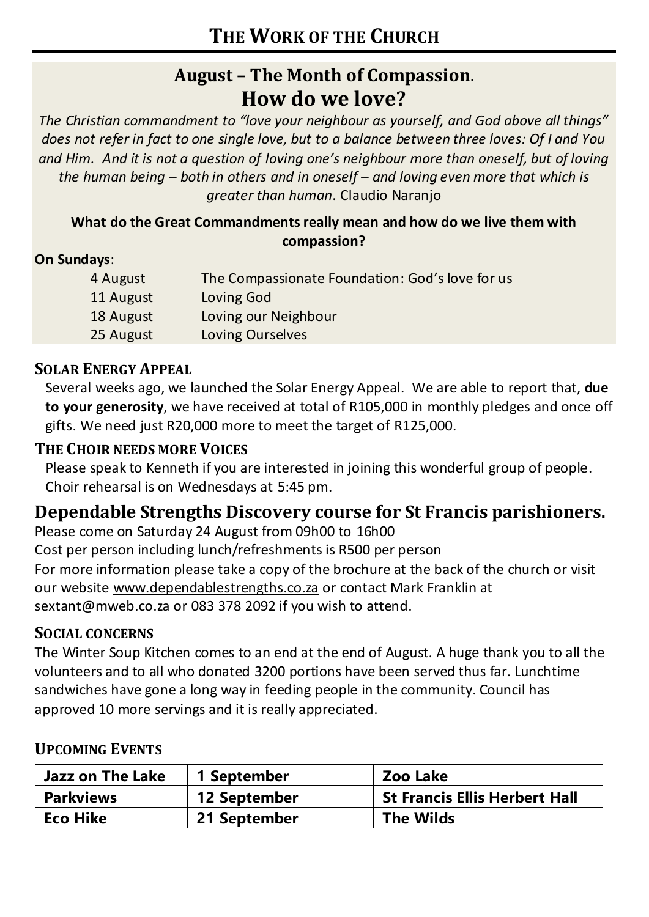# The Work of the Church

## August – The Month of Compassion.

## How do we love?

*The Christian commandment to "love your neighbour as yourself, and God above all things" does not refer in fact to one single love, but to a balance between three loves: Of I and You and Him. And it is not a question of loving one's neighbour more than oneself, but of loving the human being – both in others and in oneself – and loving even more that which is greater than human*. Claudio Naranjo

**What do the Great Commandments really mean and how do we live them with compassion?**

**On Sundays**:

| | |
|---|---|
| 4 August | The Compassionate Foundation: God's love for us |
| 11 August | Loving God |
| 18 August | Loving our Neighbour |
| 25 August | Loving Ourselves |

### Solar Energy Appeal

Several weeks ago, we launched the Solar Energy Appeal. We are able to report that, **due to your generosity**, we have received at total of R105,000 in monthly pledges and once off gifts. We need just R20,000 more to meet the target of R125,000.

### The Choir needs more Voices

Please speak to Kenneth if you are interested in joining this wonderful group of people. Choir rehearsal is on Wednesdays at 5:45 pm.

## Dependable Strengths Discovery course for St Francis parishioners.

Please come on Saturday 24 August from 09h00 to 16h00

Cost per person including lunch/refreshments is R500 per person

For more information please take a copy of the brochure at the back of the church or visit our website www.dependablestrengths.co.za or contact Mark Franklin at sextant@mweb.co.za or 083 378 2092 if you wish to attend.

### Social concerns

The Winter Soup Kitchen comes to an end at the end of August. A huge thank you to all the volunteers and to all who donated 3200 portions have been served thus far. Lunchtime sandwiches have gone a long way in feeding people in the community. Council has approved 10 more servings and it is really appreciated.

### Upcoming Events

| Event | Date | Venue |
|---|---|---|
| **Jazz on The Lake** | **1 September** | **Zoo Lake** |
| **Parkviews** | **12 September** | **St Francis Ellis Herbert Hall** |
| **Eco Hike** | **21 September** | **The Wilds** |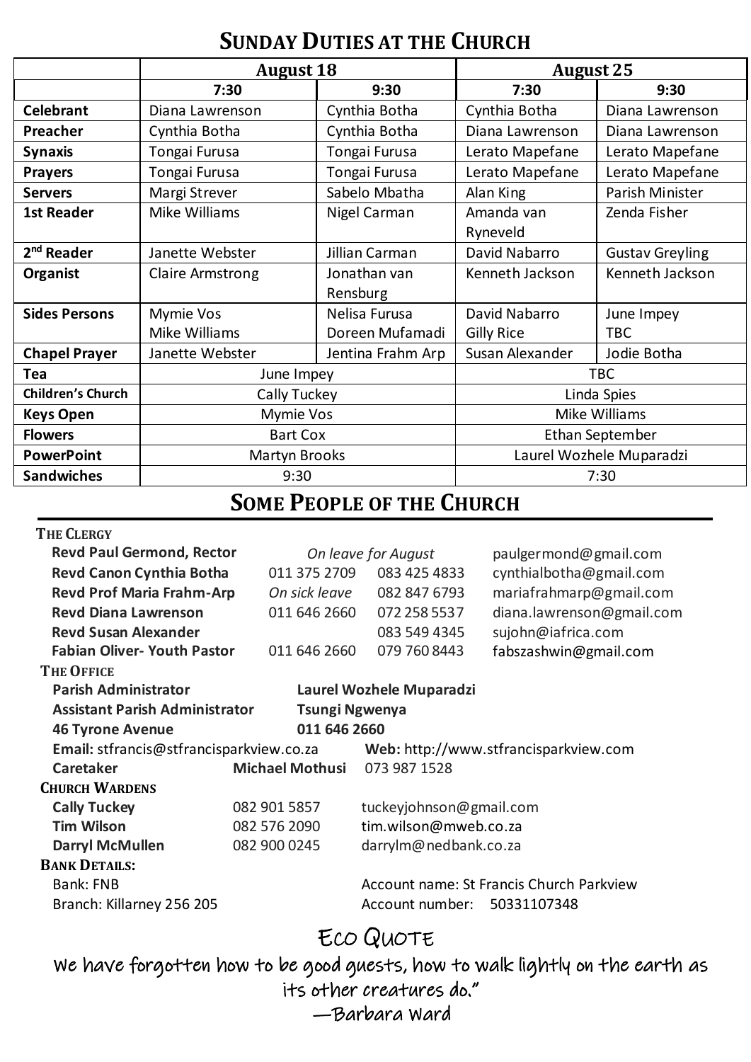## Sunday Duties at the Church

| | August 18 | | August 25 | |
|---|---|---|---|---|
| | 7:30 | 9:30 | 7:30 | 9:30 |
| **Celebrant** | Diana Lawrenson | Cynthia Botha | Cynthia Botha | Diana Lawrenson |
| **Preacher** | Cynthia Botha | Cynthia Botha | Diana Lawrenson | Diana Lawrenson |
| **Synaxis** | Tongai Furusa | Tongai Furusa | Lerato Mapefane | Lerato Mapefane |
| **Prayers** | Tongai Furusa | Tongai Furusa | Lerato Mapefane | Lerato Mapefane |
| **Servers** | Margi Strever | Sabelo Mbatha | Alan King | Parish Minister |
| **1st Reader** | Mike Williams | Nigel Carman | Amanda van Ryneveld | Zenda Fisher |
| **2nd Reader** | Janette Webster | Jillian Carman | David Nabarro | Gustav Greyling |
| **Organist** | Claire Armstrong | Jonathan van Rensburg | Kenneth Jackson | Kenneth Jackson |
| **Sides Persons** | Mymie Vos<br>Mike Williams | Nelisa Furusa<br>Doreen Mufamadi | David Nabarro<br>Gilly Rice | June Impey<br>TBC |
| **Chapel Prayer** | Janette Webster | Jentina Frahm Arp | Susan Alexander | Jodie Botha |
| **Tea** | June Impey | | TBC | |
| **Children's Church** | Cally Tuckey | | Linda Spies | |
| **Keys Open** | Mymie Vos | | Mike Williams | |
| **Flowers** | Bart Cox | | Ethan September | |
| **PowerPoint** | Martyn Brooks | | Laurel Wozhele Muparadzi | |
| **Sandwiches** | 9:30 | | 7:30 | |

## Some People of the Church

**The Clergy**

| | | | |
|---|---|---|---|
| **Revd Paul Germond, Rector** | *On leave for August* | | paulgermond@gmail.com |
| **Revd Canon Cynthia Botha** | 011 375 2709 | 083 425 4833 | cynthialbotha@gmail.com |
| **Revd Prof Maria Frahm-Arp** | *On sick leave* | 082 847 6793 | mariafrahmarp@gmail.com |
| **Revd Diana Lawrenson** | 011 646 2660 | 072 258 5537 | diana.lawrenson@gmail.com |
| **Revd Susan Alexander** | | 083 549 4345 | sujohn@iafrica.com |
| **Fabian Oliver- Youth Pastor** | 011 646 2660 | 079 760 8443 | fabszashwin@gmail.com |

**The Office**

**Parish Administrator** — **Laurel Wozhele Muparadzi**
**Assistant Parish Administrator** — **Tsungi Ngwenya**
**46 Tyrone Avenue** — **011 646 2660**
**Email:** stfrancis@stfrancisparkview.co.za — **Web:** http://www.stfrancisparkview.com
**Caretaker** — **Michael Mothusi** — 073 987 1528

**Church Wardens**

| | | |
|---|---|---|
| **Cally Tuckey** | 082 901 5857 | tuckeyjohnson@gmail.com |
| **Tim Wilson** | 082 576 2090 | tim.wilson@mweb.co.za |
| **Darryl McMullen** | 082 900 0245 | darrylm@nedbank.co.za |

**Bank Details:**

Bank: FNB — Account name: St Francis Church Parkview
Branch: Killarney 256 205 — Account number: 50331107348

## Eco Quote

We have forgotten how to be good guests, how to walk lightly on the earth as its other creatures do."
—Barbara Ward